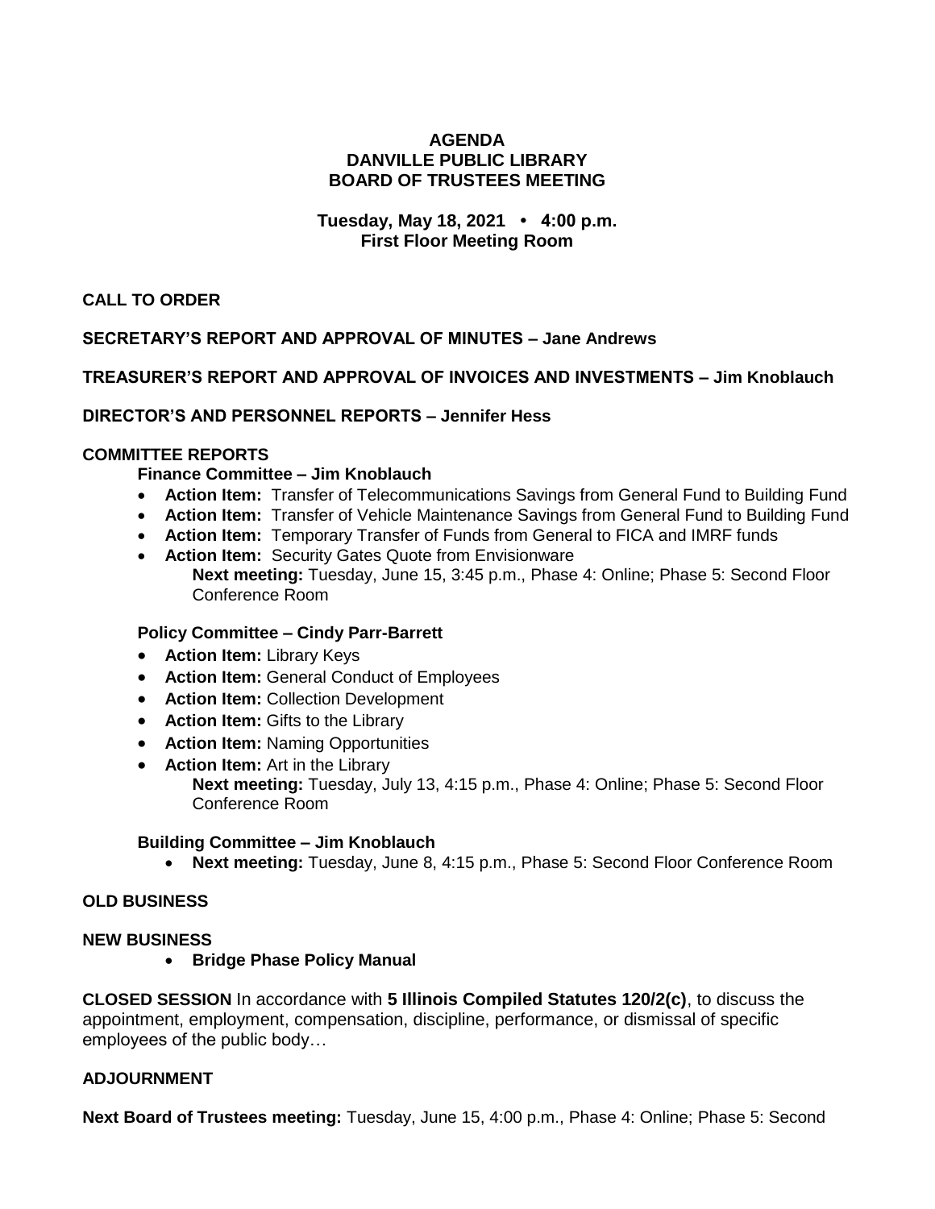# AGENDA
# DANVILLE PUBLIC LIBRARY
# BOARD OF TRUSTEES MEETING

**Tuesday, May 18, 2021 • 4:00 p.m.**
**First Floor Meeting Room**

**CALL TO ORDER**

**SECRETARY'S REPORT AND APPROVAL OF MINUTES – Jane Andrews**

**TREASURER'S REPORT AND APPROVAL OF INVOICES AND INVESTMENTS – Jim Knoblauch**

**DIRECTOR'S AND PERSONNEL REPORTS – Jennifer Hess**

**COMMITTEE REPORTS**

**Finance Committee – Jim Knoblauch**

- **Action Item:** Transfer of Telecommunications Savings from General Fund to Building Fund
- **Action Item:** Transfer of Vehicle Maintenance Savings from General Fund to Building Fund
- **Action Item:** Temporary Transfer of Funds from General to FICA and IMRF funds
- **Action Item:** Security Gates Quote from Envisionware

  **Next meeting:** Tuesday, June 15, 3:45 p.m., Phase 4: Online; Phase 5: Second Floor Conference Room

**Policy Committee – Cindy Parr-Barrett**

- **Action Item:** Library Keys
- **Action Item:** General Conduct of Employees
- **Action Item:** Collection Development
- **Action Item:** Gifts to the Library
- **Action Item:** Naming Opportunities
- **Action Item:** Art in the Library

  **Next meeting:** Tuesday, July 13, 4:15 p.m., Phase 4: Online; Phase 5: Second Floor Conference Room

**Building Committee – Jim Knoblauch**

- **Next meeting:** Tuesday, June 8, 4:15 p.m., Phase 5: Second Floor Conference Room

**OLD BUSINESS**

**NEW BUSINESS**

- **Bridge Phase Policy Manual**

**CLOSED SESSION** In accordance with **5 Illinois Compiled Statutes 120/2(c)**, to discuss the appointment, employment, compensation, discipline, performance, or dismissal of specific employees of the public body…

**ADJOURNMENT**

**Next Board of Trustees meeting:** Tuesday, June 15, 4:00 p.m., Phase 4: Online; Phase 5: Second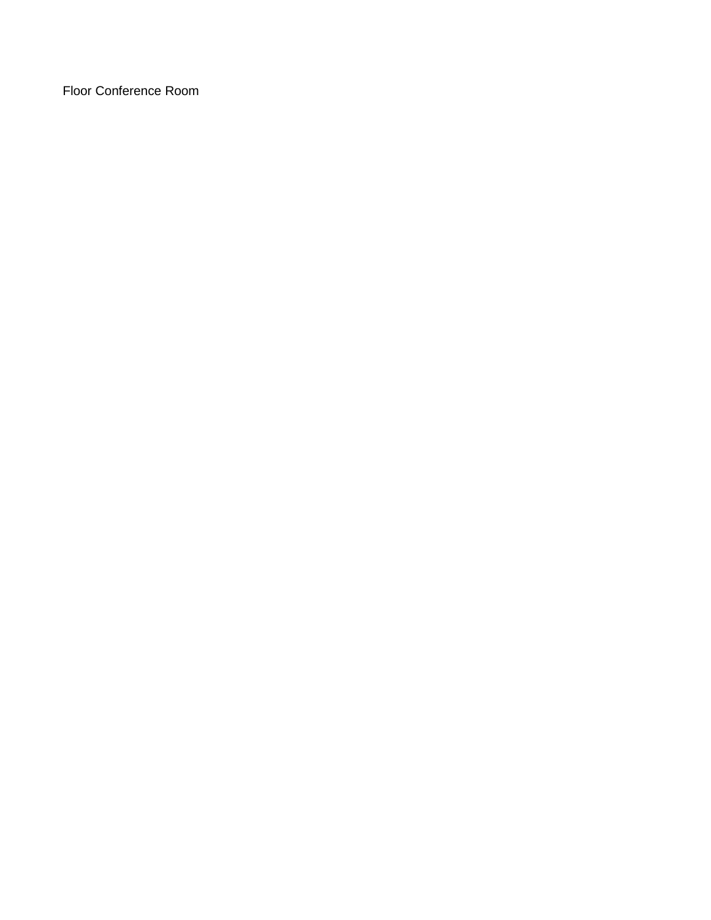Floor Conference Room